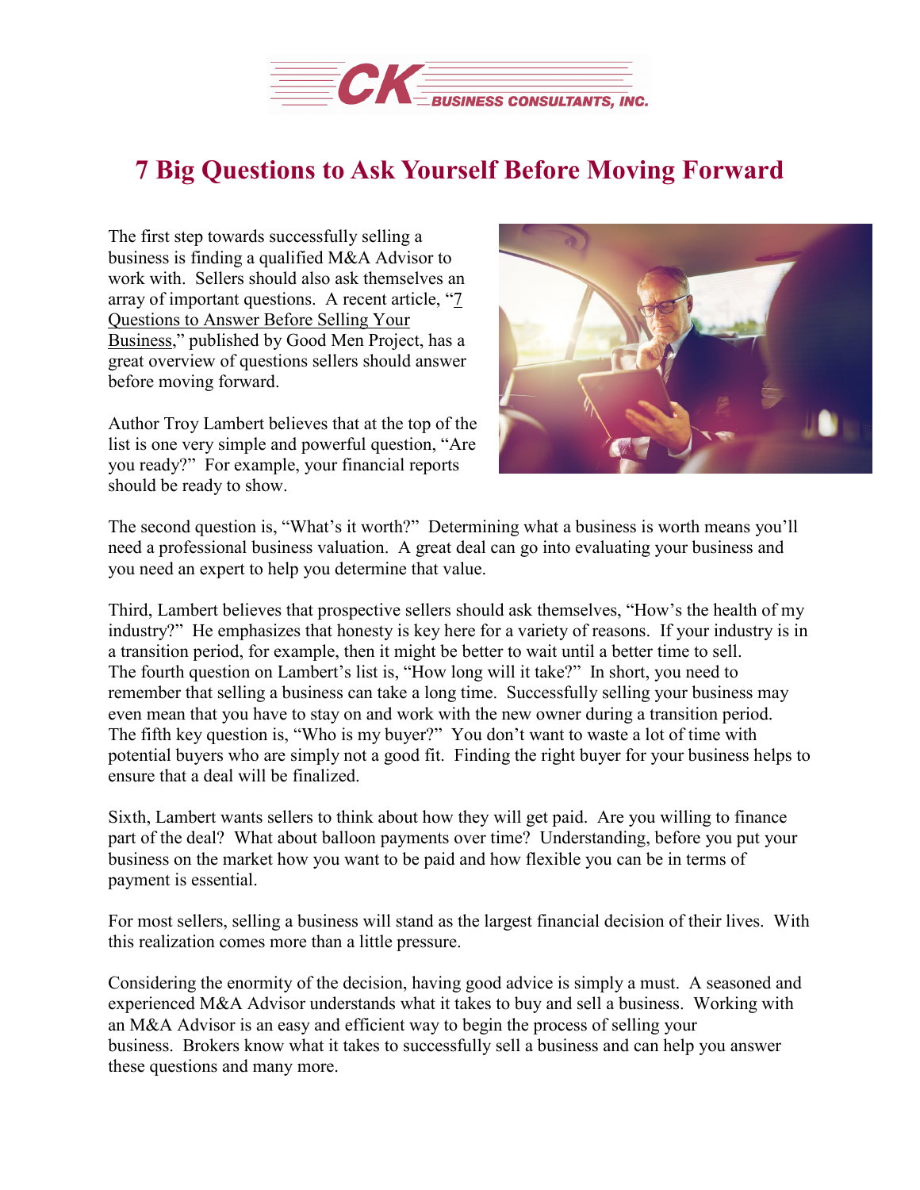# 7 Big Questions to Ask Yourself Before Moving Forward

The first step towards successfully selling a business is finding a qualified M&A Advisor to work with. Sellers should also ask themselves an array of important questions. A recent article, "7 Questions to Answer Before Selling Your Business," published by Good Men Project, has a great overview of questions sellers should answer before moving forward.

Author Troy Lambert believes that at the top of the list is one very simple and powerful question, "Are you ready?" For example, your financial reports should be ready to show.

The second question is, "What's it worth?" Determining what a business is worth means you'll need a professional business valuation. A great deal can go into evaluating your business and you need an expert to help you determine that value.

Third, Lambert believes that prospective sellers should ask themselves, "How's the health of my industry?" He emphasizes that honesty is key here for a variety of reasons. If your industry is in a transition period, for example, then it might be better to wait until a better time to sell. The fourth question on Lambert's list is, "How long will it take?" In short, you need to remember that selling a business can take a long time. Successfully selling your business may even mean that you have to stay on and work with the new owner during a transition period. The fifth key question is, "Who is my buyer?" You don't want to waste a lot of time with potential buyers who are simply not a good fit. Finding the right buyer for your business helps to ensure that a deal will be finalized.

Sixth, Lambert wants sellers to think about how they will get paid. Are you willing to finance part of the deal? What about balloon payments over time? Understanding, before you put your business on the market how you want to be paid and how flexible you can be in terms of payment is essential.

For most sellers, selling a business will stand as the largest financial decision of their lives. With this realization comes more than a little pressure.

Considering the enormity of the decision, having good advice is simply a must. A seasoned and experienced M&A Advisor understands what it takes to buy and sell a business. Working with an M&A Advisor is an easy and efficient way to begin the process of selling your business. Brokers know what it takes to successfully sell a business and can help you answer these questions and many more.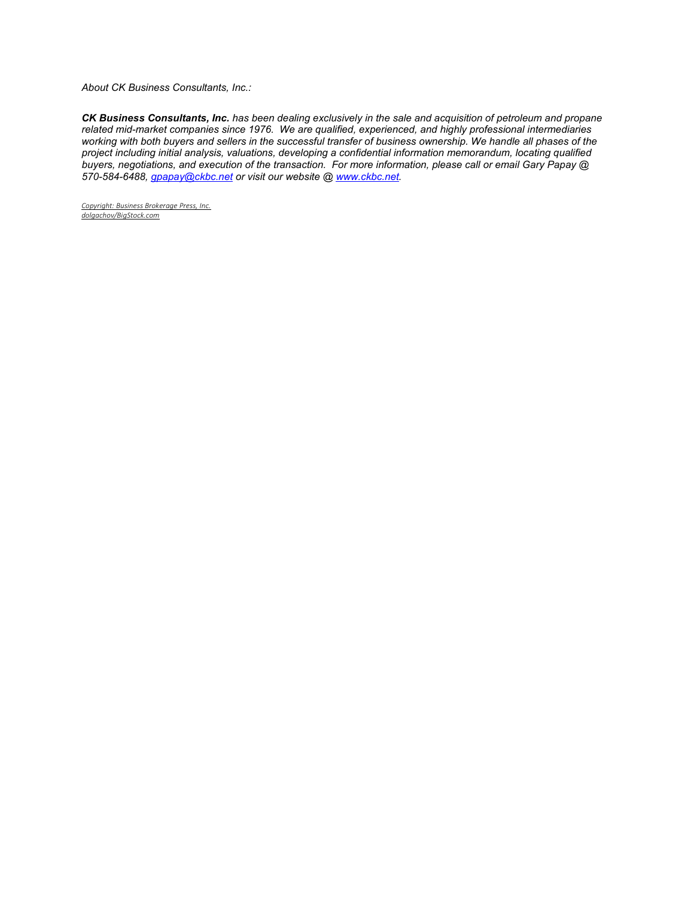*About CK Business Consultants, Inc.:*

***CK Business Consultants, Inc.*** *has been dealing exclusively in the sale and acquisition of petroleum and propane related mid-market companies since 1976. We are qualified, experienced, and highly professional intermediaries working with both buyers and sellers in the successful transfer of business ownership. We handle all phases of the project including initial analysis, valuations, developing a confidential information memorandum, locating qualified buyers, negotiations, and execution of the transaction. For more information, please call or email Gary Papay @ 570-584-6488, [gpapay@ckbc.net](mailto:gpapay@ckbc.net) or visit our website @ [www.ckbc.net](http://www.ckbc.net).*

*Copyright: Business Brokerage Press, Inc.*
*dolgachov/BigStock.com*